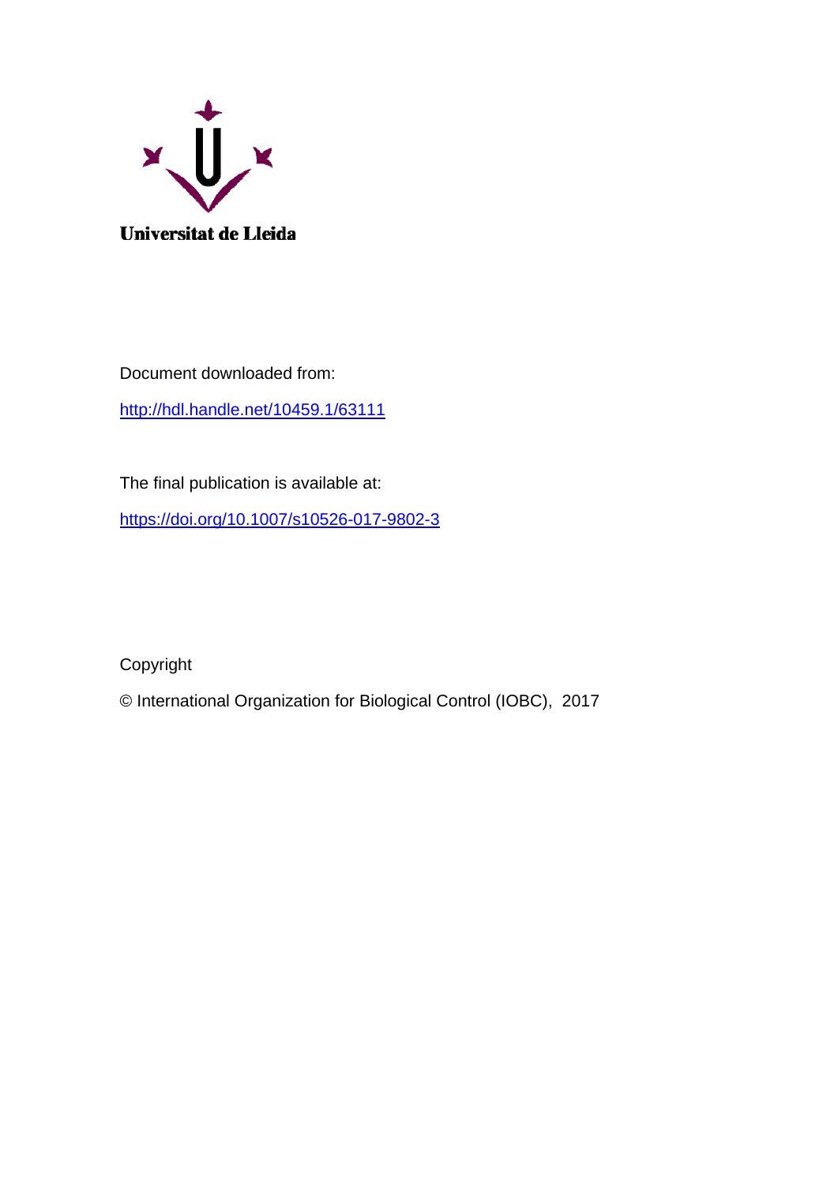Universitat de Lleida

Document downloaded from:

http://hdl.handle.net/10459.1/63111

The final publication is available at:

https://doi.org/10.1007/s10526-017-9802-3

Copyright

© International Organization for Biological Control (IOBC), 2017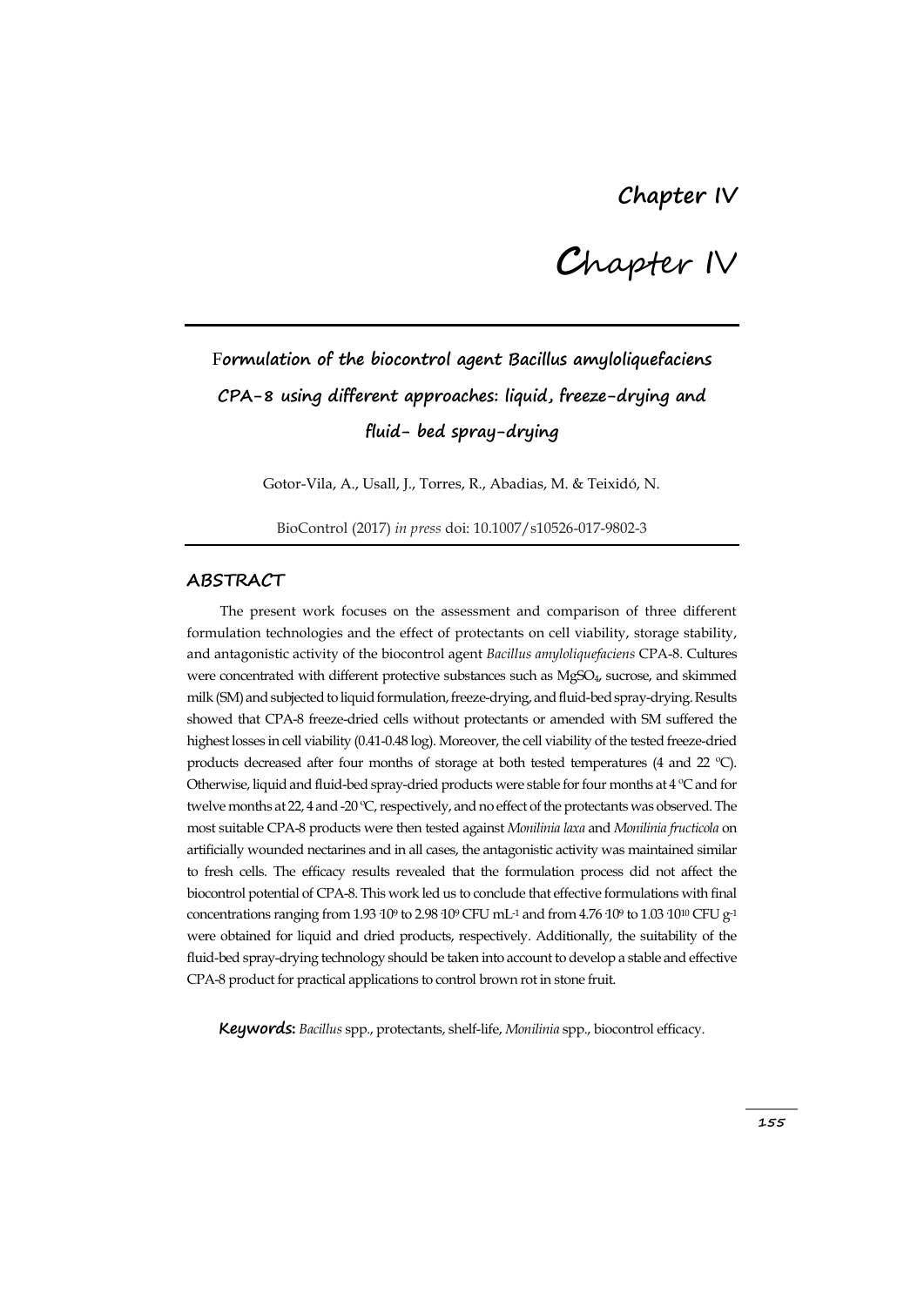# Chapter IV

# Chapter IV

## Formulation of the biocontrol agent Bacillus amyloliquefaciens CPA-8 using different approaches: liquid, freeze-drying and fluid- bed spray-drying

Gotor-Vila, A., Usall, J., Torres, R., Abadias, M. & Teixidó, N.

BioControl (2017) *in press* doi: 10.1007/s10526-017-9802-3

## ABSTRACT

The present work focuses on the assessment and comparison of three different formulation technologies and the effect of protectants on cell viability, storage stability, and antagonistic activity of the biocontrol agent *Bacillus amyloliquefaciens* CPA-8. Cultures were concentrated with different protective substances such as $MgSO_4$, sucrose, and skimmed milk (SM) and subjected to liquid formulation, freeze-drying, and fluid-bed spray-drying. Results showed that CPA-8 freeze-dried cells without protectants or amended with SM suffered the highest losses in cell viability (0.41-0.48 log). Moreover, the cell viability of the tested freeze-dried products decreased after four months of storage at both tested temperatures (4 and 22 ºC). Otherwise, liquid and fluid-bed spray-dried products were stable for four months at 4 ºC and for twelve months at 22, 4 and -20 ºC, respectively, and no effect of the protectants was observed. The most suitable CPA-8 products were then tested against *Monilinia laxa* and *Monilinia fructicola* on artificially wounded nectarines and in all cases, the antagonistic activity was maintained similar to fresh cells. The efficacy results revealed that the formulation process did not affect the biocontrol potential of CPA-8. This work led us to conclude that effective formulations with final concentrations ranging from $1.93 \cdot 10^9$ to $2.98 \cdot 10^9$ CFU $mL^{-1}$ and from $4.76 \cdot 10^9$ to $1.03 \cdot 10^{10}$ CFU $g^{-1}$ were obtained for liquid and dried products, respectively. Additionally, the suitability of the fluid-bed spray-drying technology should be taken into account to develop a stable and effective CPA-8 product for practical applications to control brown rot in stone fruit.

**Keywords:** *Bacillus* spp., protectants, shelf-life, *Monilinia* spp., biocontrol efficacy.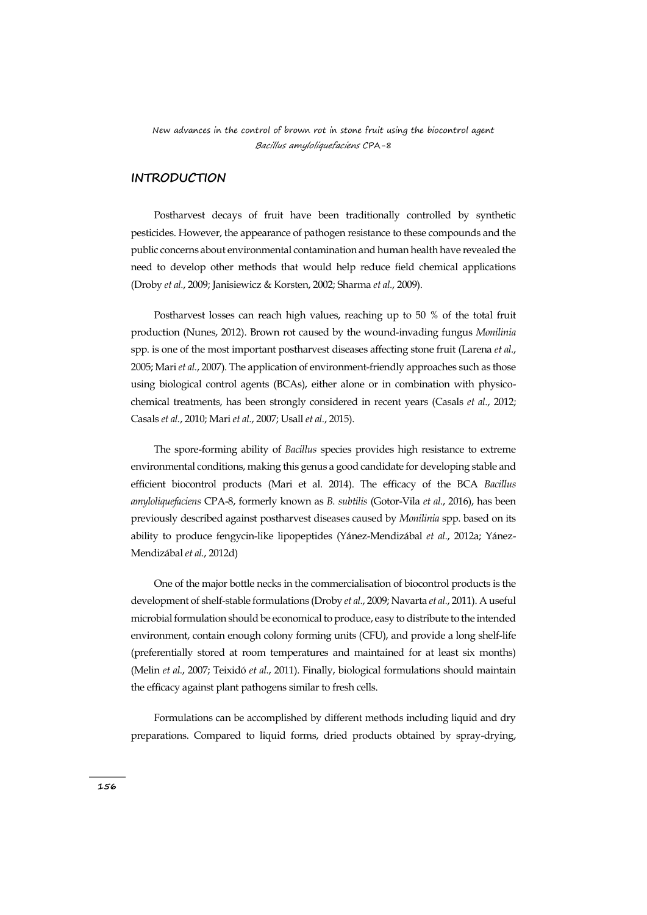## INTRODUCTION

Postharvest decays of fruit have been traditionally controlled by synthetic pesticides. However, the appearance of pathogen resistance to these compounds and the public concerns about environmental contamination and human health have revealed the need to develop other methods that would help reduce field chemical applications (Droby *et al.*, 2009; Janisiewicz & Korsten, 2002; Sharma *et al.*, 2009).

Postharvest losses can reach high values, reaching up to 50 % of the total fruit production (Nunes, 2012). Brown rot caused by the wound-invading fungus *Monilinia* spp. is one of the most important postharvest diseases affecting stone fruit (Larena *et al.*, 2005; Mari *et al.*, 2007). The application of environment-friendly approaches such as those using biological control agents (BCAs), either alone or in combination with physico-chemical treatments, has been strongly considered in recent years (Casals *et al.*, 2012; Casals *et al.*, 2010; Mari *et al.*, 2007; Usall *et al.*, 2015).

The spore-forming ability of *Bacillus* species provides high resistance to extreme environmental conditions, making this genus a good candidate for developing stable and efficient biocontrol products (Mari et al. 2014). The efficacy of the BCA *Bacillus amyloliquefaciens* CPA-8, formerly known as *B. subtilis* (Gotor-Vila *et al.*, 2016), has been previously described against postharvest diseases caused by *Monilinia* spp. based on its ability to produce fengycin-like lipopeptides (Yánez-Mendizábal *et al.*, 2012a; Yánez-Mendizábal *et al.*, 2012d)

One of the major bottle necks in the commercialisation of biocontrol products is the development of shelf-stable formulations (Droby *et al.*, 2009; Navarta *et al.*, 2011). A useful microbial formulation should be economical to produce, easy to distribute to the intended environment, contain enough colony forming units (CFU), and provide a long shelf-life (preferentially stored at room temperatures and maintained for at least six months) (Melin *et al.*, 2007; Teixidó *et al.*, 2011). Finally, biological formulations should maintain the efficacy against plant pathogens similar to fresh cells.

Formulations can be accomplished by different methods including liquid and dry preparations. Compared to liquid forms, dried products obtained by spray-drying,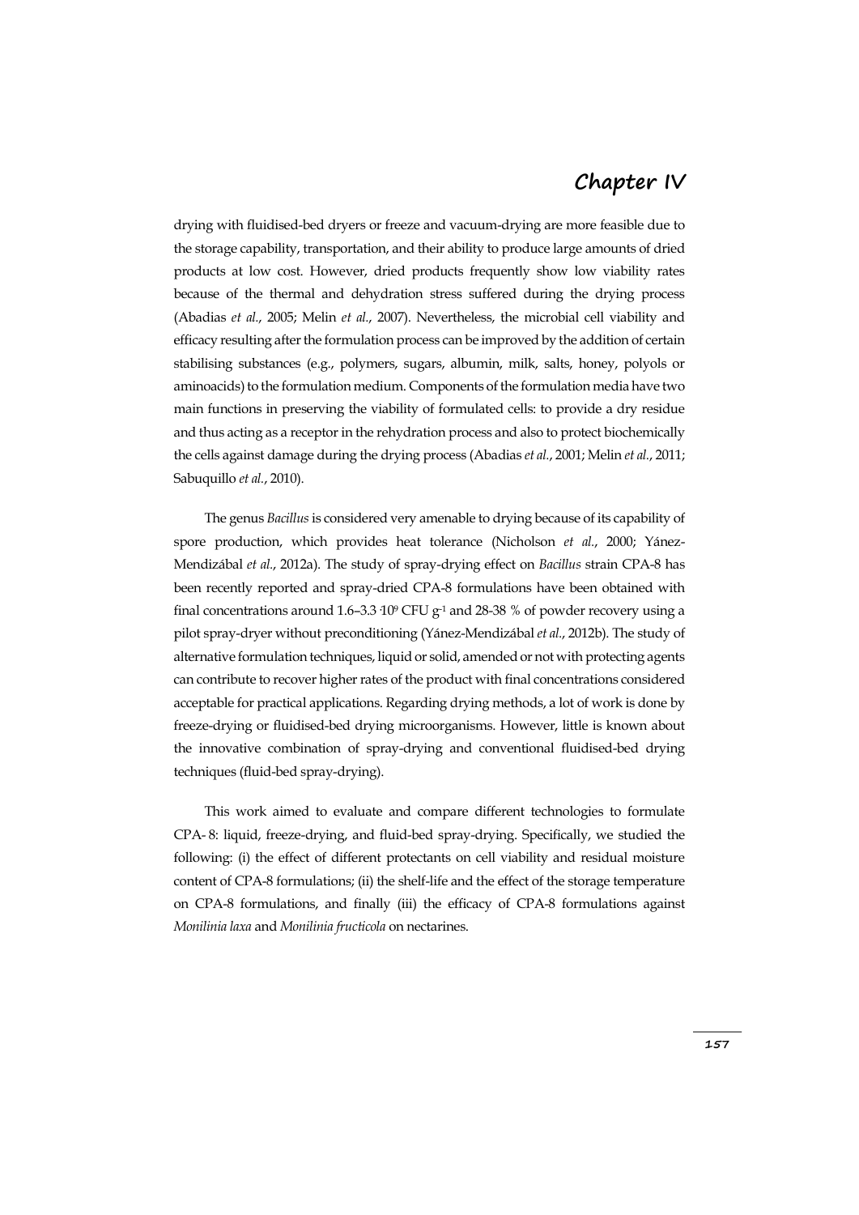drying with fluidised-bed dryers or freeze and vacuum-drying are more feasible due to the storage capability, transportation, and their ability to produce large amounts of dried products at low cost. However, dried products frequently show low viability rates because of the thermal and dehydration stress suffered during the drying process (Abadias *et al.*, 2005; Melin *et al.*, 2007). Nevertheless, the microbial cell viability and efficacy resulting after the formulation process can be improved by the addition of certain stabilising substances (e.g., polymers, sugars, albumin, milk, salts, honey, polyols or aminoacids) to the formulation medium. Components of the formulation media have two main functions in preserving the viability of formulated cells: to provide a dry residue and thus acting as a receptor in the rehydration process and also to protect biochemically the cells against damage during the drying process (Abadias *et al.*, 2001; Melin *et al.*, 2011; Sabuquillo *et al.*, 2010).

The genus *Bacillus* is considered very amenable to drying because of its capability of spore production, which provides heat tolerance (Nicholson *et al.*, 2000; Yánez-Mendizábal *et al.*, 2012a). The study of spray-drying effect on *Bacillus* strain CPA-8 has been recently reported and spray-dried CPA-8 formulations have been obtained with final concentrations around 1.6–3.3$\cdot 10^{9}$ CFU $g^{-1}$ and 28-38 % of powder recovery using a pilot spray-dryer without preconditioning (Yánez-Mendizábal *et al.*, 2012b). The study of alternative formulation techniques, liquid or solid, amended or not with protecting agents can contribute to recover higher rates of the product with final concentrations considered acceptable for practical applications. Regarding drying methods, a lot of work is done by freeze-drying or fluidised-bed drying microorganisms. However, little is known about the innovative combination of spray-drying and conventional fluidised-bed drying techniques (fluid-bed spray-drying).

This work aimed to evaluate and compare different technologies to formulate CPA- 8: liquid, freeze-drying, and fluid-bed spray-drying. Specifically, we studied the following: (i) the effect of different protectants on cell viability and residual moisture content of CPA-8 formulations; (ii) the shelf-life and the effect of the storage temperature on CPA-8 formulations, and finally (iii) the efficacy of CPA-8 formulations against *Monilinia laxa* and *Monilinia fructicola* on nectarines.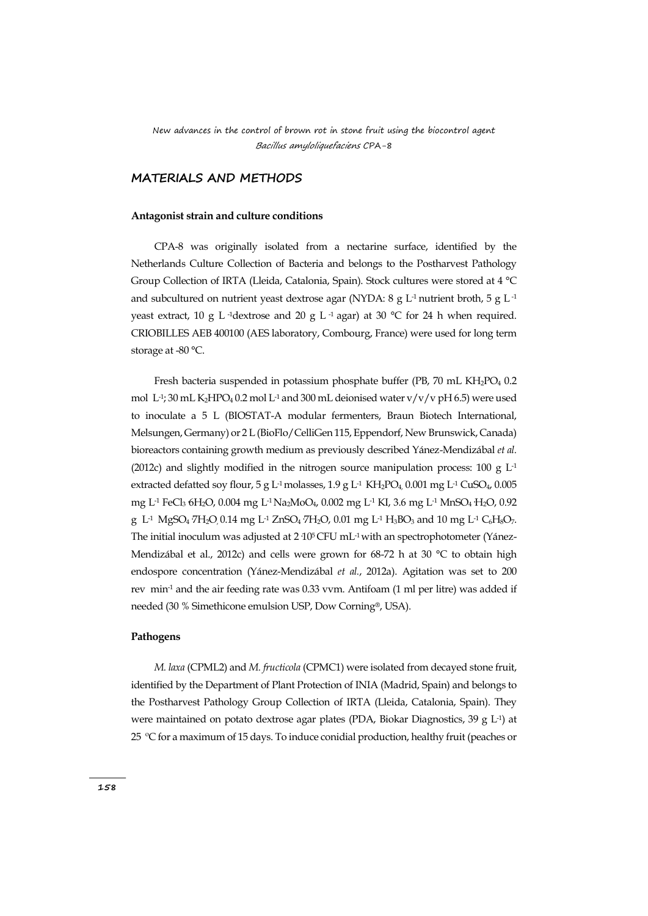## MATERIALS AND METHODS

### Antagonist strain and culture conditions

CPA-8 was originally isolated from a nectarine surface, identified by the Netherlands Culture Collection of Bacteria and belongs to the Postharvest Pathology Group Collection of IRTA (Lleida, Catalonia, Spain). Stock cultures were stored at 4 °C and subcultured on nutrient yeast dextrose agar (NYDA: 8 g $L^{-1}$ nutrient broth, 5 g $L^{-1}$ yeast extract, 10 g $L^{-1}$ dextrose and 20 g $L^{-1}$ agar) at 30 °C for 24 h when required. CRIOBILLES AEB 400100 (AES laboratory, Combourg, France) were used for long term storage at -80 °C.

Fresh bacteria suspended in potassium phosphate buffer (PB, 70 mL $KH_2PO_4$ 0.2 mol $L^{-1}$; 30 mL $K_2HPO_4$ 0.2 mol $L^{-1}$ and 300 mL deionised water v/v/v pH 6.5) were used to inoculate a 5 L (BIOSTAT-A modular fermenters, Braun Biotech International, Melsungen, Germany) or 2 L (BioFlo/CelliGen 115, Eppendorf, New Brunswick, Canada) bioreactors containing growth medium as previously described Yánez-Mendizábal *et al.* (2012c) and slightly modified in the nitrogen source manipulation process: 100 g $L^{-1}$ extracted defatted soy flour, 5 g $L^{-1}$ molasses, 1.9 g $L^{-1}$ $KH_2PO_4$, 0.001 mg $L^{-1}$ $CuSO_4$, 0.005 mg $L^{-1}$ $FeCl_3 \cdot 6H_2O$, 0.004 mg $L^{-1}$ $Na_2MoO_4$, 0.002 mg $L^{-1}$ KI, 3.6 mg $L^{-1}$ $MnSO_4 \cdot H_2O$, 0.92 g $L^{-1}$ $MgSO_4 \cdot 7H_2O$, 0.14 mg $L^{-1}$ $ZnSO_4 \cdot 7H_2O$, 0.01 mg $L^{-1}$ $H_3BO_3$ and 10 mg $L^{-1}$ $C_6H_8O_7$. The initial inoculum was adjusted at $2 \cdot 10^5$ CFU $mL^{-1}$ with an spectrophotometer (Yánez-Mendizábal et al., 2012c) and cells were grown for 68-72 h at 30 °C to obtain high endospore concentration (Yánez-Mendizábal *et al.*, 2012a). Agitation was set to 200 rev $min^{-1}$ and the air feeding rate was 0.33 vvm. Antifoam (1 ml per litre) was added if needed (30 % Simethicone emulsion USP, Dow Corning®, USA).

### Pathogens

*M. laxa* (CPML2) and *M. fructicola* (CPMC1) were isolated from decayed stone fruit, identified by the Department of Plant Protection of INIA (Madrid, Spain) and belongs to the Postharvest Pathology Group Collection of IRTA (Lleida, Catalonia, Spain). They were maintained on potato dextrose agar plates (PDA, Biokar Diagnostics, 39 g $L^{-1}$) at 25 °C for a maximum of 15 days. To induce conidial production, healthy fruit (peaches or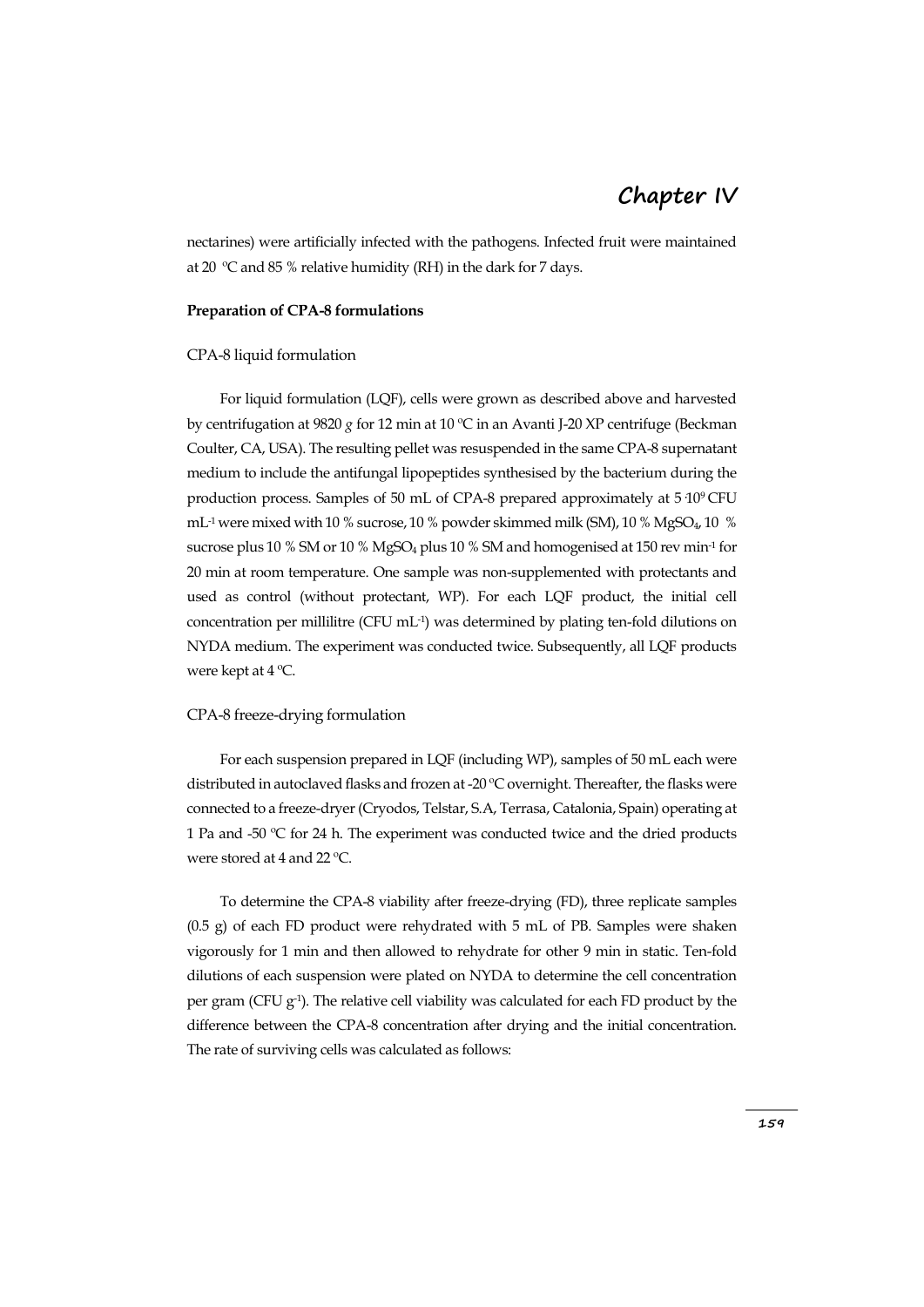nectarines) were artificially infected with the pathogens. Infected fruit were maintained at 20 °C and 85 % relative humidity (RH) in the dark for 7 days.

**Preparation of CPA-8 formulations**

CPA-8 liquid formulation

For liquid formulation (LQF), cells were grown as described above and harvested by centrifugation at 9820 *g* for 12 min at 10 °C in an Avanti J-20 XP centrifuge (Beckman Coulter, CA, USA). The resulting pellet was resuspended in the same CPA-8 supernatant medium to include the antifungal lipopeptides synthesised by the bacterium during the production process. Samples of 50 mL of CPA-8 prepared approximately at $5 \cdot 10^9$ CFU $mL^{-1}$ were mixed with 10 % sucrose, 10 % powder skimmed milk (SM), 10 % $MgSO_4$, 10 % sucrose plus 10 % SM or 10 % $MgSO_4$ plus 10 % SM and homogenised at 150 rev $min^{-1}$ for 20 min at room temperature. One sample was non-supplemented with protectants and used as control (without protectant, WP). For each LQF product, the initial cell concentration per millilitre (CFU $mL^{-1}$) was determined by plating ten-fold dilutions on NYDA medium. The experiment was conducted twice. Subsequently, all LQF products were kept at 4 °C.

CPA-8 freeze-drying formulation

For each suspension prepared in LQF (including WP), samples of 50 mL each were distributed in autoclaved flasks and frozen at -20 °C overnight. Thereafter, the flasks were connected to a freeze-dryer (Cryodos, Telstar, S.A, Terrasa, Catalonia, Spain) operating at 1 Pa and -50 °C for 24 h. The experiment was conducted twice and the dried products were stored at 4 and 22 °C.

To determine the CPA-8 viability after freeze-drying (FD), three replicate samples (0.5 g) of each FD product were rehydrated with 5 mL of PB. Samples were shaken vigorously for 1 min and then allowed to rehydrate for other 9 min in static. Ten-fold dilutions of each suspension were plated on NYDA to determine the cell concentration per gram (CFU $g^{-1}$). The relative cell viability was calculated for each FD product by the difference between the CPA-8 concentration after drying and the initial concentration. The rate of surviving cells was calculated as follows: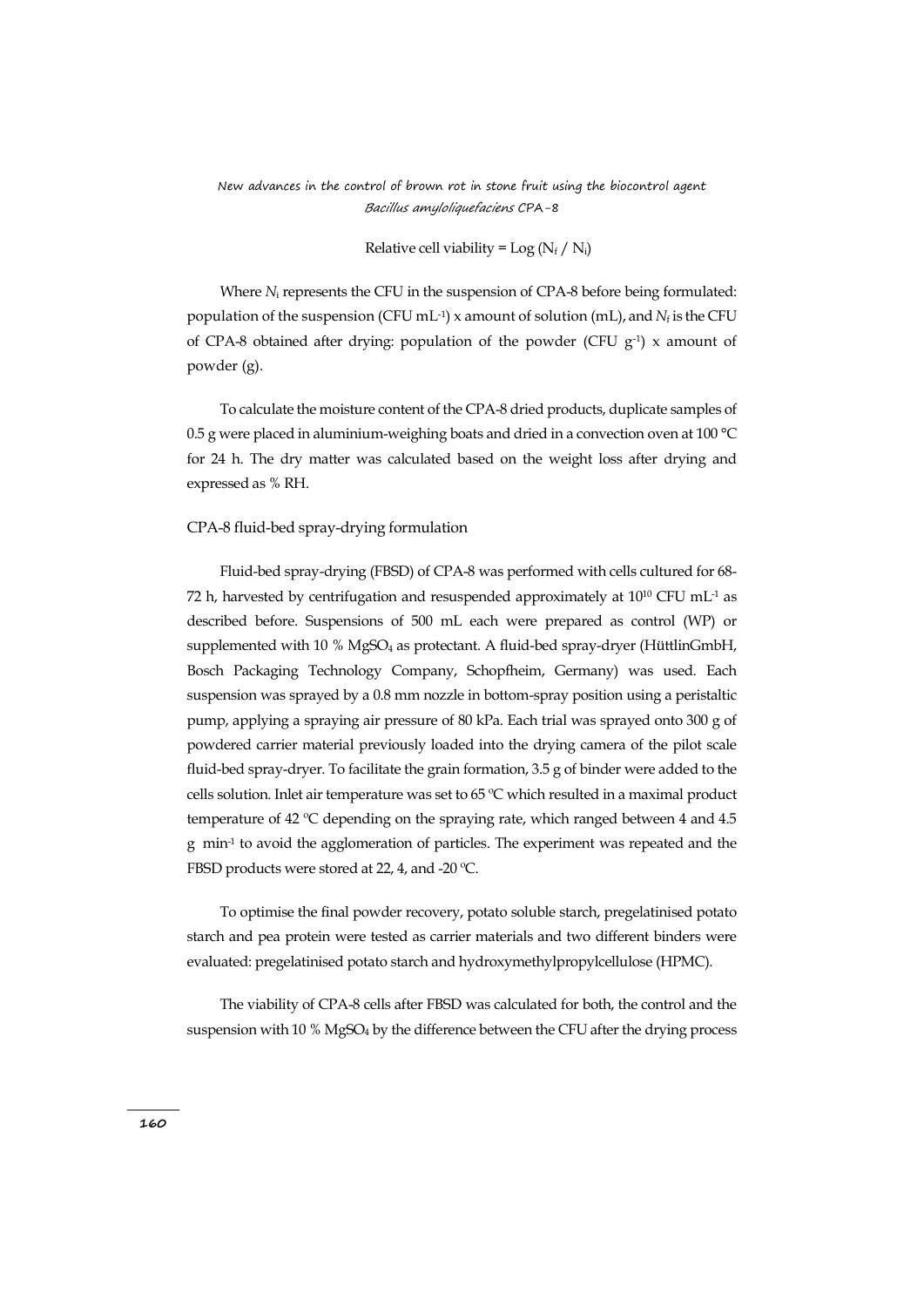$$\text{Relative cell viability} = \text{Log}\left(N_f / N_i\right)$$

Where $N_i$ represents the CFU in the suspension of CPA-8 before being formulated: population of the suspension (CFU mL$^{-1}$) x amount of solution (mL), and $N_f$ is the CFU of CPA-8 obtained after drying: population of the powder (CFU g$^{-1}$) x amount of powder (g).

To calculate the moisture content of the CPA-8 dried products, duplicate samples of 0.5 g were placed in aluminium-weighing boats and dried in a convection oven at 100 °C for 24 h. The dry matter was calculated based on the weight loss after drying and expressed as % RH.

## CPA-8 fluid-bed spray-drying formulation

Fluid-bed spray-drying (FBSD) of CPA-8 was performed with cells cultured for 68-72 h, harvested by centrifugation and resuspended approximately at $10^{10}$ CFU mL$^{-1}$ as described before. Suspensions of 500 mL each were prepared as control (WP) or supplemented with 10 % $MgSO_4$ as protectant. A fluid-bed spray-dryer (HüttlinGmbH, Bosch Packaging Technology Company, Schopfheim, Germany) was used. Each suspension was sprayed by a 0.8 mm nozzle in bottom-spray position using a peristaltic pump, applying a spraying air pressure of 80 kPa. Each trial was sprayed onto 300 g of powdered carrier material previously loaded into the drying camera of the pilot scale fluid-bed spray-dryer. To facilitate the grain formation, 3.5 g of binder were added to the cells solution. Inlet air temperature was set to 65 ºC which resulted in a maximal product temperature of 42 ºC depending on the spraying rate, which ranged between 4 and 4.5 g min$^{-1}$ to avoid the agglomeration of particles. The experiment was repeated and the FBSD products were stored at 22, 4, and -20 ºC.

To optimise the final powder recovery, potato soluble starch, pregelatinised potato starch and pea protein were tested as carrier materials and two different binders were evaluated: pregelatinised potato starch and hydroxymethylpropylcellulose (HPMC).

The viability of CPA-8 cells after FBSD was calculated for both, the control and the suspension with 10 % $MgSO_4$ by the difference between the CFU after the drying process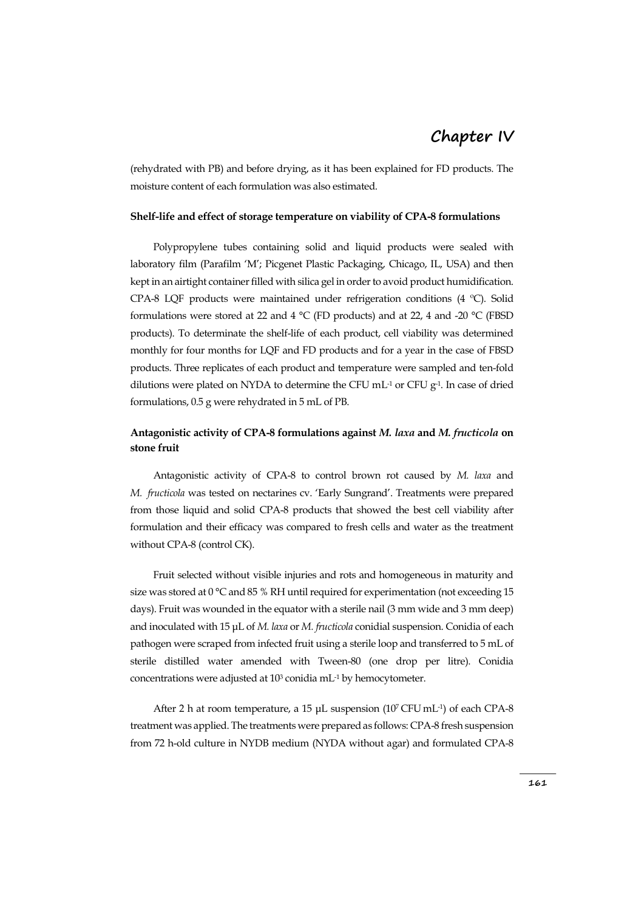(rehydrated with PB) and before drying, as it has been explained for FD products. The moisture content of each formulation was also estimated.

**Shelf-life and effect of storage temperature on viability of CPA-8 formulations**

Polypropylene tubes containing solid and liquid products were sealed with laboratory film (Parafilm 'M'; Picgenet Plastic Packaging, Chicago, IL, USA) and then kept in an airtight container filled with silica gel in order to avoid product humidification. CPA-8 LQF products were maintained under refrigeration conditions (4 ºC). Solid formulations were stored at 22 and 4 °C (FD products) and at 22, 4 and -20 °C (FBSD products). To determinate the shelf-life of each product, cell viability was determined monthly for four months for LQF and FD products and for a year in the case of FBSD products. Three replicates of each product and temperature were sampled and ten-fold dilutions were plated on NYDA to determine the CFU $mL^{-1}$ or CFU $g^{-1}$. In case of dried formulations, 0.5 g were rehydrated in 5 mL of PB.

**Antagonistic activity of CPA-8 formulations against *M. laxa* and *M. fructicola* on stone fruit**

Antagonistic activity of CPA-8 to control brown rot caused by *M. laxa* and *M. fructicola* was tested on nectarines cv. 'Early Sungrand'. Treatments were prepared from those liquid and solid CPA-8 products that showed the best cell viability after formulation and their efficacy was compared to fresh cells and water as the treatment without CPA-8 (control CK).

Fruit selected without visible injuries and rots and homogeneous in maturity and size was stored at 0 °C and 85 % RH until required for experimentation (not exceeding 15 days). Fruit was wounded in the equator with a sterile nail (3 mm wide and 3 mm deep) and inoculated with 15 µL of *M. laxa* or *M. fructicola* conidial suspension. Conidia of each pathogen were scraped from infected fruit using a sterile loop and transferred to 5 mL of sterile distilled water amended with Tween-80 (one drop per litre). Conidia concentrations were adjusted at $10^3$ conidia $mL^{-1}$ by hemocytometer.

After 2 h at room temperature, a 15 µL suspension ($10^7$ CFU $mL^{-1}$) of each CPA-8 treatment was applied. The treatments were prepared as follows: CPA-8 fresh suspension from 72 h-old culture in NYDB medium (NYDA without agar) and formulated CPA-8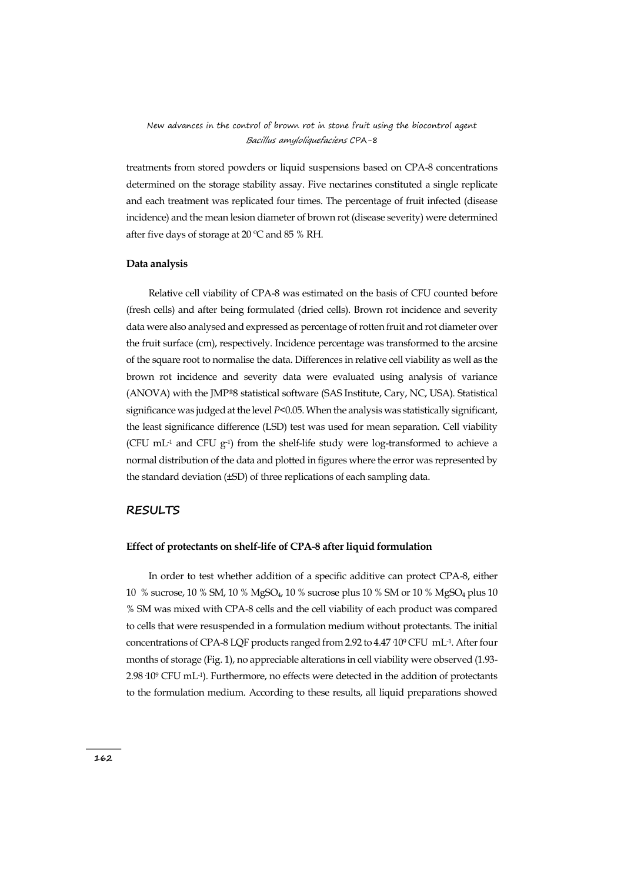treatments from stored powders or liquid suspensions based on CPA-8 concentrations determined on the storage stability assay. Five nectarines constituted a single replicate and each treatment was replicated four times. The percentage of fruit infected (disease incidence) and the mean lesion diameter of brown rot (disease severity) were determined after five days of storage at 20 ºC and 85 % RH.

### Data analysis

Relative cell viability of CPA-8 was estimated on the basis of CFU counted before (fresh cells) and after being formulated (dried cells). Brown rot incidence and severity data were also analysed and expressed as percentage of rotten fruit and rot diameter over the fruit surface (cm), respectively. Incidence percentage was transformed to the arcsine of the square root to normalise the data. Differences in relative cell viability as well as the brown rot incidence and severity data were evaluated using analysis of variance (ANOVA) with the JMP®8 statistical software (SAS Institute, Cary, NC, USA). Statistical significance was judged at the level $P<0.05$. When the analysis was statistically significant, the least significance difference (LSD) test was used for mean separation. Cell viability (CFU $mL^{-1}$ and CFU $g^{-1}$) from the shelf-life study were log-transformed to achieve a normal distribution of the data and plotted in figures where the error was represented by the standard deviation (±SD) of three replications of each sampling data.

## RESULTS

### Effect of protectants on shelf-life of CPA-8 after liquid formulation

In order to test whether addition of a specific additive can protect CPA-8, either 10 % sucrose, 10 % SM, 10 % $MgSO_4$, 10 % sucrose plus 10 % SM or 10 % $MgSO_4$ plus 10 % SM was mixed with CPA-8 cells and the cell viability of each product was compared to cells that were resuspended in a formulation medium without protectants. The initial concentrations of CPA-8 LQF products ranged from 2.92 to $4.47 \cdot 10^9$ CFU $mL^{-1}$. After four months of storage (Fig. 1), no appreciable alterations in cell viability were observed (1.93-$2.98 \cdot 10^9$ CFU $mL^{-1}$). Furthermore, no effects were detected in the addition of protectants to the formulation medium. According to these results, all liquid preparations showed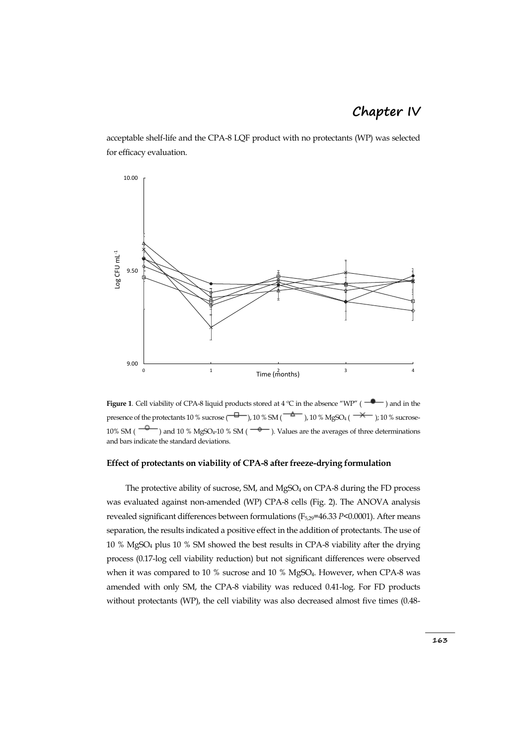acceptable shelf-life and the CPA-8 LQF product with no protectants (WP) was selected for efficacy evaluation.

**Figure 1**. Cell viability of CPA-8 liquid products stored at 4 ºC in the absence "WP" ( ) and in the presence of the protectants 10 % sucrose ( ), 10 % SM ( ), 10 % $MgSO_4$ ( ); 10 % sucrose-10% SM ( ) and 10 % $MgSO_4$-10 % SM ( ). Values are the averages of three determinations and bars indicate the standard deviations.

### Effect of protectants on viability of CPA-8 after freeze-drying formulation

The protective ability of sucrose, SM, and $MgSO_4$ on CPA-8 during the FD process was evaluated against non-amended (WP) CPA-8 cells (Fig. 2). The ANOVA analysis revealed significant differences between formulations ($F_{5,29}=46.33$ $P<0.0001$). After means separation, the results indicated a positive effect in the addition of protectants. The use of 10 % $MgSO_4$ plus 10 % SM showed the best results in CPA-8 viability after the drying process (0.17-log cell viability reduction) but not significant differences were observed when it was compared to 10 % sucrose and 10 % $MgSO_4$. However, when CPA-8 was amended with only SM, the CPA-8 viability was reduced 0.41-log. For FD products without protectants (WP), the cell viability was also decreased almost five times (0.48-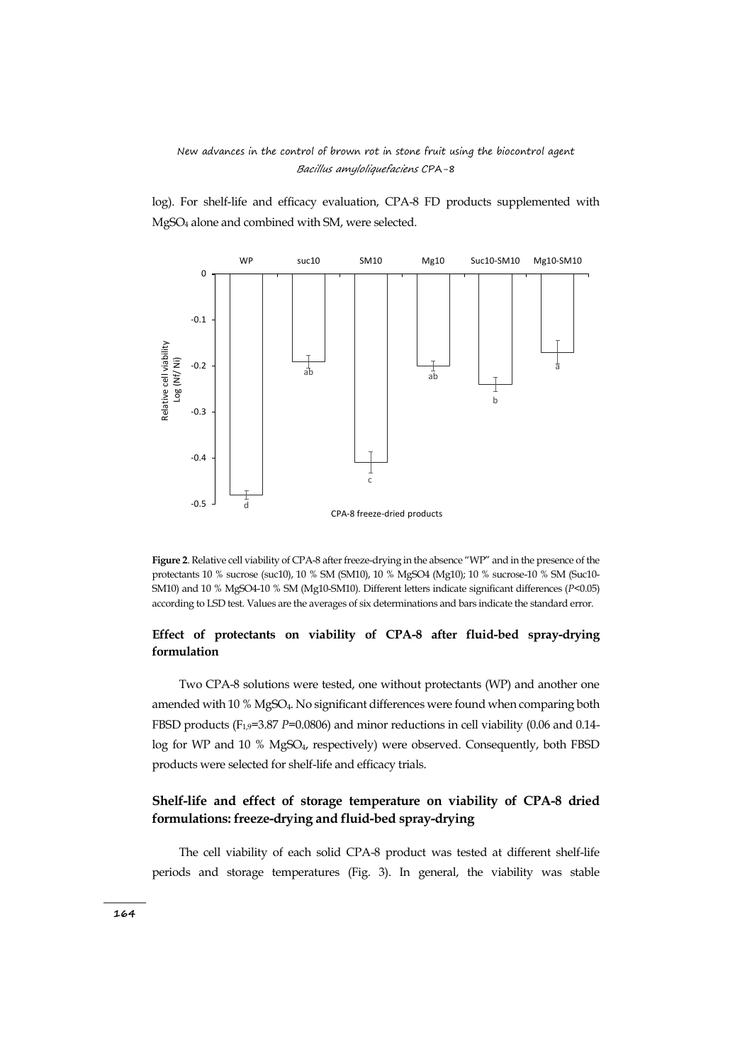log). For shelf-life and efficacy evaluation, CPA-8 FD products supplemented with $MgSO_4$ alone and combined with SM, were selected.

**Figure 2**. Relative cell viability of CPA-8 after freeze-drying in the absence "WP" and in the presence of the protectants 10 % sucrose (suc10), 10 % SM (SM10), 10 % MgSO4 (Mg10); 10 % sucrose-10 % SM (Suc10-SM10) and 10 % MgSO4-10 % SM (Mg10-SM10). Different letters indicate significant differences ($P$<0.05) according to LSD test. Values are the averages of six determinations and bars indicate the standard error.

## Effect of protectants on viability of CPA-8 after fluid-bed spray-drying formulation

Two CPA-8 solutions were tested, one without protectants (WP) and another one amended with 10 % $MgSO_4$. No significant differences were found when comparing both FBSD products ($F_{1,9}$=3.87 $P$=0.0806) and minor reductions in cell viability (0.06 and 0.14-log for WP and 10 % $MgSO_4$, respectively) were observed. Consequently, both FBSD products were selected for shelf-life and efficacy trials.

## Shelf-life and effect of storage temperature on viability of CPA-8 dried formulations: freeze-drying and fluid-bed spray-drying

The cell viability of each solid CPA-8 product was tested at different shelf-life periods and storage temperatures (Fig. 3). In general, the viability was stable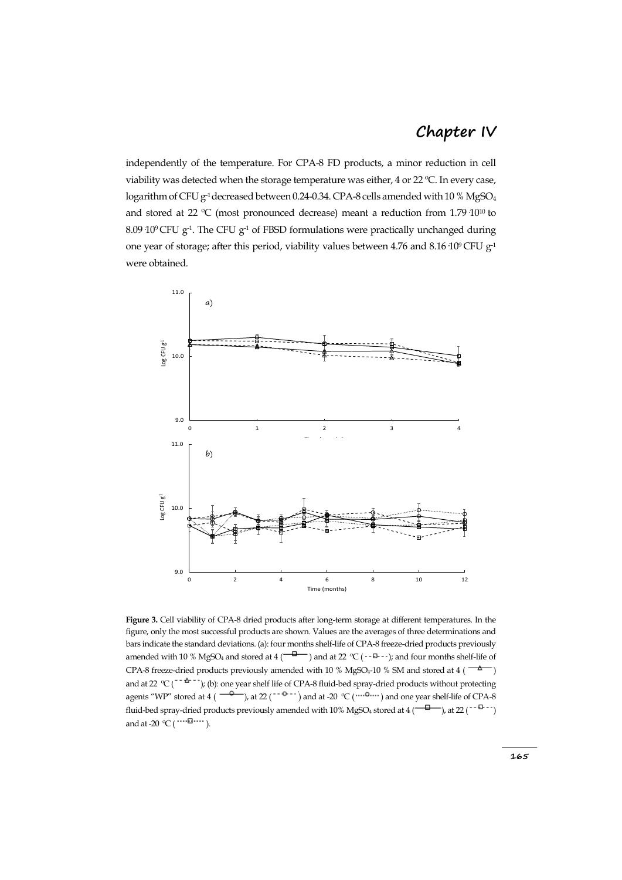independently of the temperature. For CPA-8 FD products, a minor reduction in cell viability was detected when the storage temperature was either, 4 or 22 ºC. In every case, logarithm of CFU $g^{-1}$ decreased between 0.24-0.34. CPA-8 cells amended with 10 % $MgSO_4$ and stored at 22 ºC (most pronounced decrease) meant a reduction from $1.79 \cdot 10^{10}$ to $8.09 \cdot 10^{9}$ CFU $g^{-1}$. The CFU $g^{-1}$ of FBSD formulations were practically unchanged during one year of storage; after this period, viability values between 4.76 and $8.16 \cdot 10^{9}$ CFU $g^{-1}$ were obtained.

**Figure 3.** Cell viability of CPA-8 dried products after long-term storage at different temperatures. In the figure, only the most successful products are shown. Values are the averages of three determinations and bars indicate the standard deviations. (a): four months shelf-life of CPA-8 freeze-dried products previously amended with 10 % $MgSO_4$ and stored at 4 (—□—) and at 22 ºC (- -□- -); and four months shelf-life of CPA-8 freeze-dried products previously amended with 10 % $MgSO_4$-10 % SM and stored at 4 (—△—) and at 22 ºC (- -△- -); (b): one year shelf life of CPA-8 fluid-bed spray-dried products without protecting agents "WP" stored at 4 (—○—), at 22 (- -○- -) and at -20 ºC (····○····) and one year shelf-life of CPA-8 fluid-bed spray-dried products previously amended with 10% $MgSO_4$ stored at 4 (—□—), at 22 (- -□- -) and at -20 ºC (····□····).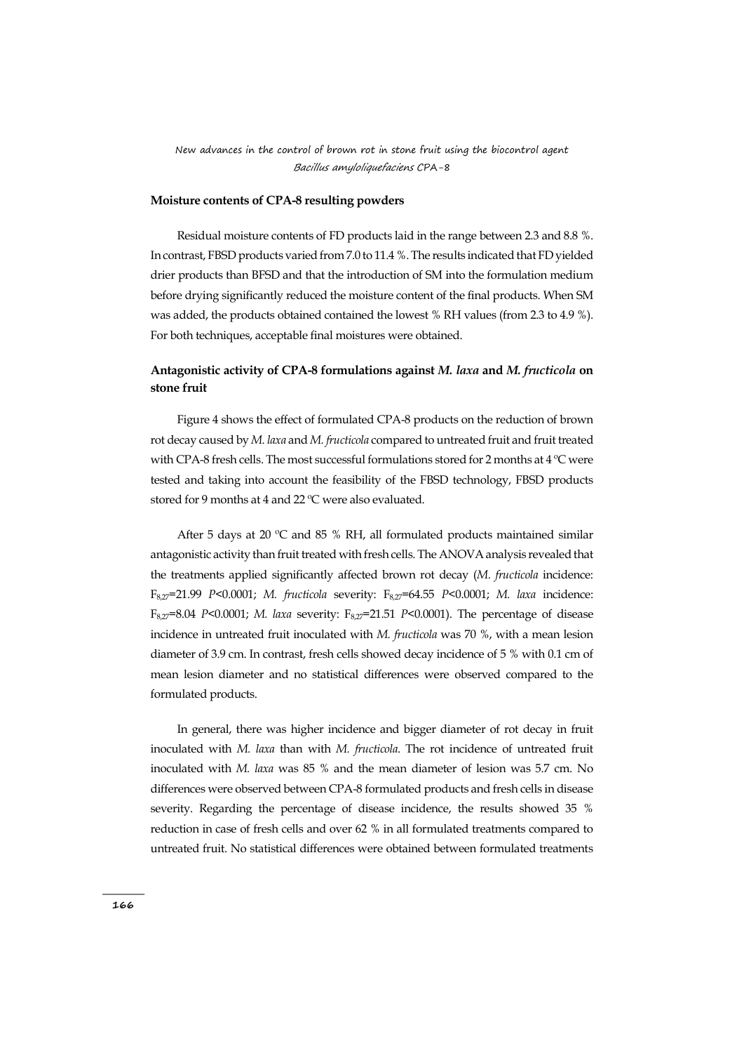### Moisture contents of CPA-8 resulting powders

Residual moisture contents of FD products laid in the range between 2.3 and 8.8 %. In contrast, FBSD products varied from 7.0 to 11.4 %. The results indicated that FD yielded drier products than BFSD and that the introduction of SM into the formulation medium before drying significantly reduced the moisture content of the final products. When SM was added, the products obtained contained the lowest % RH values (from 2.3 to 4.9 %). For both techniques, acceptable final moistures were obtained.

### Antagonistic activity of CPA-8 formulations against *M. laxa* and *M. fructicola* on stone fruit

Figure 4 shows the effect of formulated CPA-8 products on the reduction of brown rot decay caused by *M. laxa* and *M. fructicola* compared to untreated fruit and fruit treated with CPA-8 fresh cells. The most successful formulations stored for 2 months at 4 ºC were tested and taking into account the feasibility of the FBSD technology, FBSD products stored for 9 months at 4 and 22 ºC were also evaluated.

After 5 days at 20 ºC and 85 % RH, all formulated products maintained similar antagonistic activity than fruit treated with fresh cells. The ANOVA analysis revealed that the treatments applied significantly affected brown rot decay (*M. fructicola* incidence: $F_{8,27}=21.99$ $P<0.0001$; *M. fructicola* severity: $F_{8,27}=64.55$ $P<0.0001$; *M. laxa* incidence: $F_{8,27}=8.04$ $P<0.0001$; *M. laxa* severity: $F_{8,27}=21.51$ $P<0.0001$). The percentage of disease incidence in untreated fruit inoculated with *M. fructicola* was 70 %, with a mean lesion diameter of 3.9 cm. In contrast, fresh cells showed decay incidence of 5 % with 0.1 cm of mean lesion diameter and no statistical differences were observed compared to the formulated products.

In general, there was higher incidence and bigger diameter of rot decay in fruit inoculated with *M. laxa* than with *M. fructicola*. The rot incidence of untreated fruit inoculated with *M. laxa* was 85 % and the mean diameter of lesion was 5.7 cm. No differences were observed between CPA-8 formulated products and fresh cells in disease severity. Regarding the percentage of disease incidence, the results showed 35 % reduction in case of fresh cells and over 62 % in all formulated treatments compared to untreated fruit. No statistical differences were obtained between formulated treatments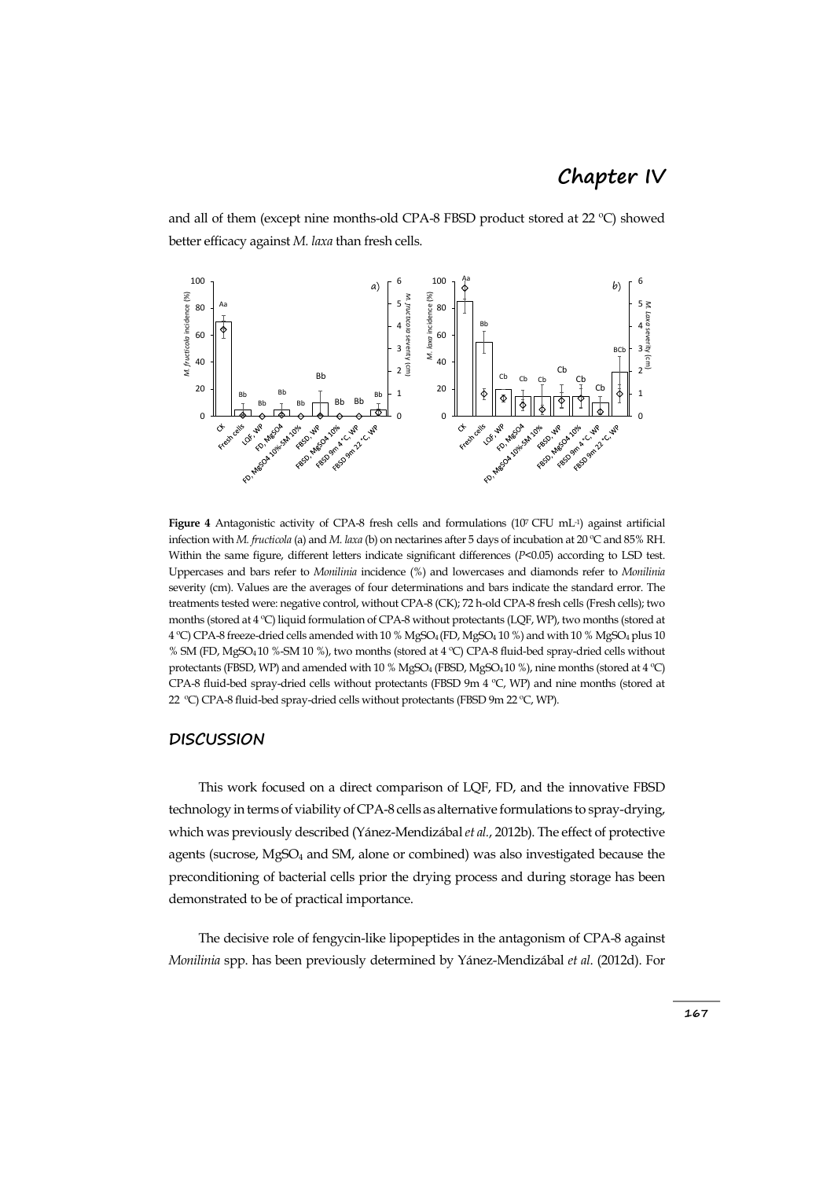and all of them (except nine months-old CPA-8 FBSD product stored at 22 ºC) showed better efficacy against *M. laxa* than fresh cells.

**Figure 4** Antagonistic activity of CPA-8 fresh cells and formulations ($10^7$ CFU mL$^{-1}$) against artificial infection with *M. fructicola* (a) and *M. laxa* (b) on nectarines after 5 days of incubation at 20 ºC and 85% RH. Within the same figure, different letters indicate significant differences ($P$<0.05) according to LSD test. Uppercases and bars refer to *Monilinia* incidence (%) and lowercases and diamonds refer to *Monilinia* severity (cm). Values are the averages of four determinations and bars indicate the standard error. The treatments tested were: negative control, without CPA-8 (CK); 72 h-old CPA-8 fresh cells (Fresh cells); two months (stored at 4 ºC) liquid formulation of CPA-8 without protectants (LQF, WP), two months (stored at 4 ºC) CPA-8 freeze-dried cells amended with 10 % $MgSO_4$ (FD, $MgSO_4$ 10 %) and with 10 % $MgSO_4$ plus 10 % SM (FD, $MgSO_4$ 10 %-SM 10 %), two months (stored at 4 ºC) CPA-8 fluid-bed spray-dried cells without protectants (FBSD, WP) and amended with 10 % $MgSO_4$ (FBSD, $MgSO_4$ 10 %), nine months (stored at 4 ºC) CPA-8 fluid-bed spray-dried cells without protectants (FBSD 9m 4 ºC, WP) and nine months (stored at 22 ºC) CPA-8 fluid-bed spray-dried cells without protectants (FBSD 9m 22 ºC, WP).

## DISCUSSION

This work focused on a direct comparison of LQF, FD, and the innovative FBSD technology in terms of viability of CPA-8 cells as alternative formulations to spray-drying, which was previously described (Yánez-Mendizábal *et al.*, 2012b). The effect of protective agents (sucrose, $MgSO_4$ and SM, alone or combined) was also investigated because the preconditioning of bacterial cells prior the drying process and during storage has been demonstrated to be of practical importance.

The decisive role of fengycin-like lipopeptides in the antagonism of CPA-8 against *Monilinia* spp. has been previously determined by Yánez-Mendizábal *et al.* (2012d). For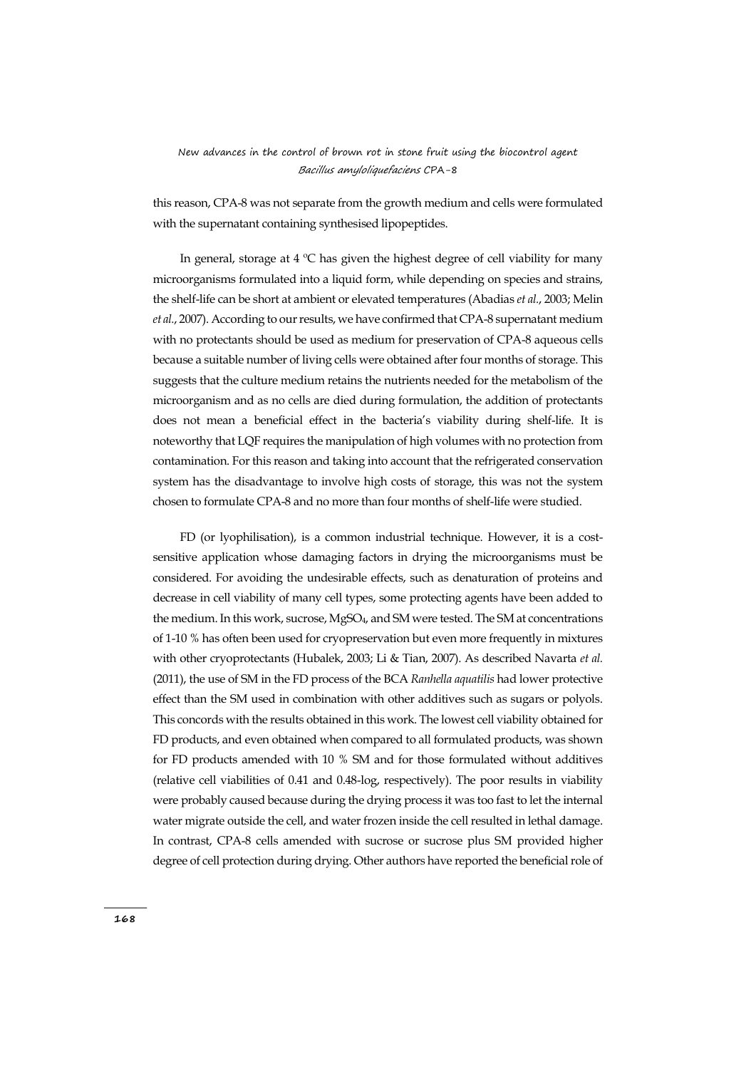this reason, CPA-8 was not separate from the growth medium and cells were formulated with the supernatant containing synthesised lipopeptides.

In general, storage at 4 ºC has given the highest degree of cell viability for many microorganisms formulated into a liquid form, while depending on species and strains, the shelf-life can be short at ambient or elevated temperatures (Abadias *et al.*, 2003; Melin *et al.*, 2007). According to our results, we have confirmed that CPA-8 supernatant medium with no protectants should be used as medium for preservation of CPA-8 aqueous cells because a suitable number of living cells were obtained after four months of storage. This suggests that the culture medium retains the nutrients needed for the metabolism of the microorganism and as no cells are died during formulation, the addition of protectants does not mean a beneficial effect in the bacteria's viability during shelf-life. It is noteworthy that LQF requires the manipulation of high volumes with no protection from contamination. For this reason and taking into account that the refrigerated conservation system has the disadvantage to involve high costs of storage, this was not the system chosen to formulate CPA-8 and no more than four months of shelf-life were studied.

FD (or lyophilisation), is a common industrial technique. However, it is a cost-sensitive application whose damaging factors in drying the microorganisms must be considered. For avoiding the undesirable effects, such as denaturation of proteins and decrease in cell viability of many cell types, some protecting agents have been added to the medium. In this work, sucrose, $MgSO_4$, and SM were tested. The SM at concentrations of 1-10 % has often been used for cryopreservation but even more frequently in mixtures with other cryoprotectants (Hubalek, 2003; Li & Tian, 2007). As described Navarta *et al.* (2011), the use of SM in the FD process of the BCA *Ranhella aquatilis* had lower protective effect than the SM used in combination with other additives such as sugars or polyols. This concords with the results obtained in this work. The lowest cell viability obtained for FD products, and even obtained when compared to all formulated products, was shown for FD products amended with 10 % SM and for those formulated without additives (relative cell viabilities of 0.41 and 0.48-log, respectively). The poor results in viability were probably caused because during the drying process it was too fast to let the internal water migrate outside the cell, and water frozen inside the cell resulted in lethal damage. In contrast, CPA-8 cells amended with sucrose or sucrose plus SM provided higher degree of cell protection during drying. Other authors have reported the beneficial role of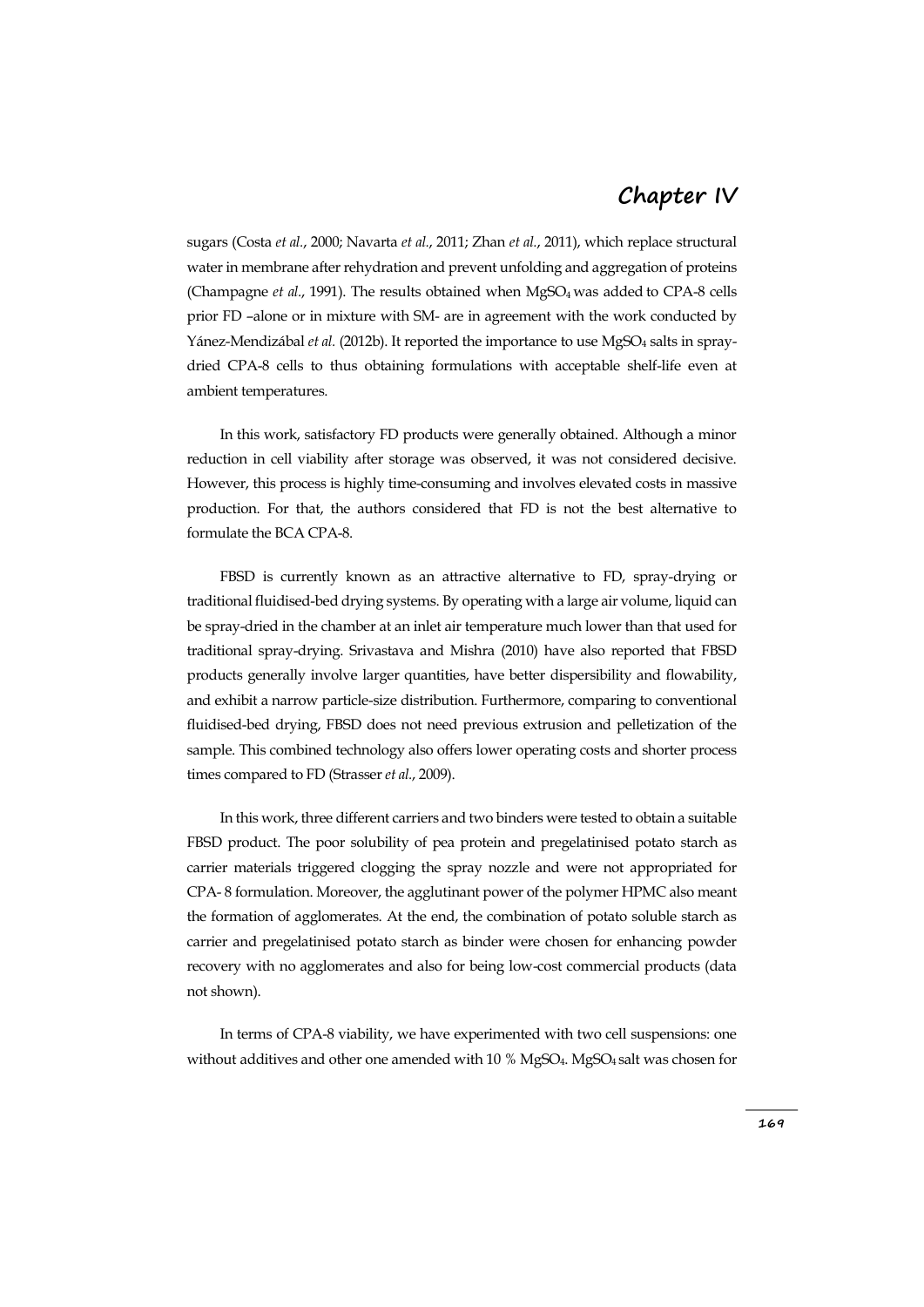sugars (Costa *et al.*, 2000; Navarta *et al.*, 2011; Zhan *et al.*, 2011), which replace structural water in membrane after rehydration and prevent unfolding and aggregation of proteins (Champagne *et al.*, 1991). The results obtained when $MgSO_4$ was added to CPA-8 cells prior FD –alone or in mixture with SM- are in agreement with the work conducted by Yánez-Mendizábal *et al.* (2012b). It reported the importance to use $MgSO_4$ salts in spray-dried CPA-8 cells to thus obtaining formulations with acceptable shelf-life even at ambient temperatures.

In this work, satisfactory FD products were generally obtained. Although a minor reduction in cell viability after storage was observed, it was not considered decisive. However, this process is highly time-consuming and involves elevated costs in massive production. For that, the authors considered that FD is not the best alternative to formulate the BCA CPA-8.

FBSD is currently known as an attractive alternative to FD, spray-drying or traditional fluidised-bed drying systems. By operating with a large air volume, liquid can be spray-dried in the chamber at an inlet air temperature much lower than that used for traditional spray-drying. Srivastava and Mishra (2010) have also reported that FBSD products generally involve larger quantities, have better dispersibility and flowability, and exhibit a narrow particle-size distribution. Furthermore, comparing to conventional fluidised-bed drying, FBSD does not need previous extrusion and pelletization of the sample. This combined technology also offers lower operating costs and shorter process times compared to FD (Strasser *et al.*, 2009).

In this work, three different carriers and two binders were tested to obtain a suitable FBSD product. The poor solubility of pea protein and pregelatinised potato starch as carrier materials triggered clogging the spray nozzle and were not appropriated for CPA- 8 formulation. Moreover, the agglutinant power of the polymer HPMC also meant the formation of agglomerates. At the end, the combination of potato soluble starch as carrier and pregelatinised potato starch as binder were chosen for enhancing powder recovery with no agglomerates and also for being low-cost commercial products (data not shown).

In terms of CPA-8 viability, we have experimented with two cell suspensions: one without additives and other one amended with 10 % $MgSO_4$. $MgSO_4$ salt was chosen for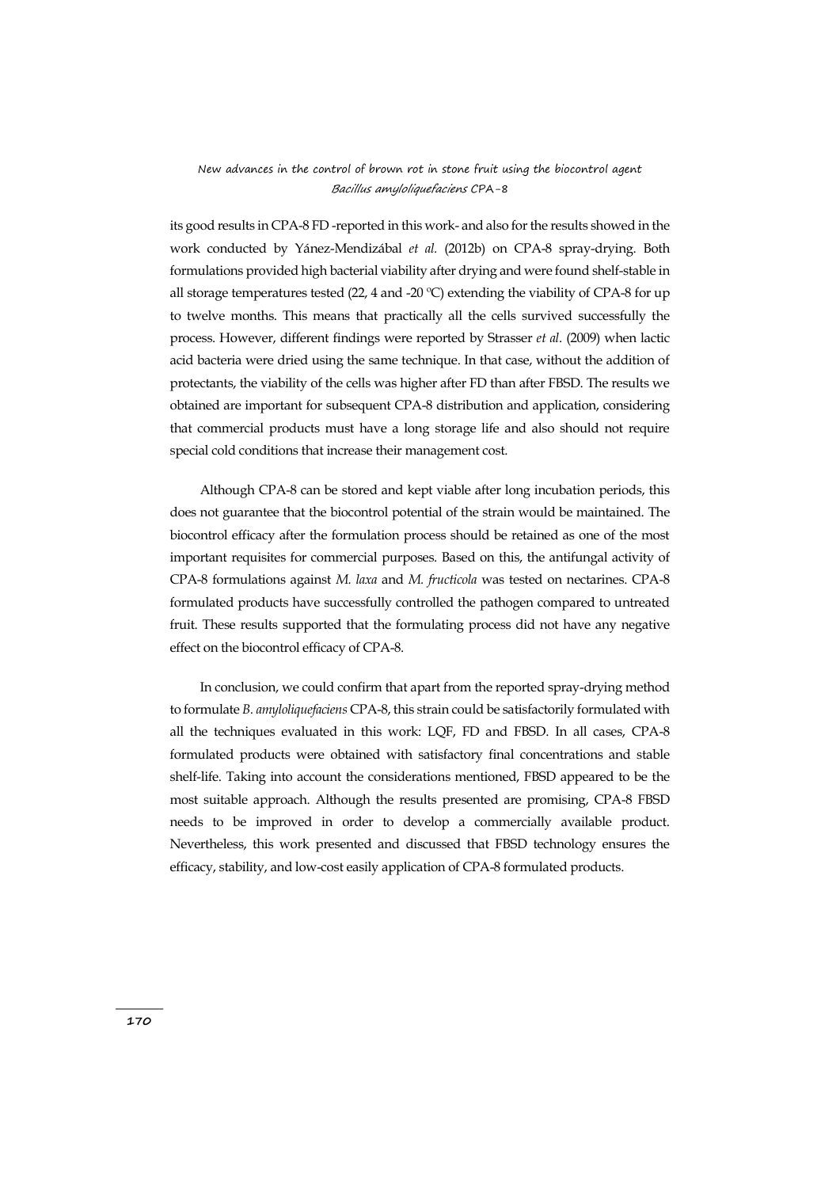its good results in CPA-8 FD -reported in this work- and also for the results showed in the work conducted by Yánez-Mendizábal *et al.* (2012b) on CPA-8 spray-drying. Both formulations provided high bacterial viability after drying and were found shelf-stable in all storage temperatures tested (22, 4 and -20 ºC) extending the viability of CPA-8 for up to twelve months. This means that practically all the cells survived successfully the process. However, different findings were reported by Strasser *et al*. (2009) when lactic acid bacteria were dried using the same technique. In that case, without the addition of protectants, the viability of the cells was higher after FD than after FBSD. The results we obtained are important for subsequent CPA-8 distribution and application, considering that commercial products must have a long storage life and also should not require special cold conditions that increase their management cost.

Although CPA-8 can be stored and kept viable after long incubation periods, this does not guarantee that the biocontrol potential of the strain would be maintained. The biocontrol efficacy after the formulation process should be retained as one of the most important requisites for commercial purposes. Based on this, the antifungal activity of CPA-8 formulations against *M. laxa* and *M. fructicola* was tested on nectarines. CPA-8 formulated products have successfully controlled the pathogen compared to untreated fruit. These results supported that the formulating process did not have any negative effect on the biocontrol efficacy of CPA-8.

In conclusion, we could confirm that apart from the reported spray-drying method to formulate *B. amyloliquefaciens* CPA-8, this strain could be satisfactorily formulated with all the techniques evaluated in this work: LQF, FD and FBSD. In all cases, CPA-8 formulated products were obtained with satisfactory final concentrations and stable shelf-life. Taking into account the considerations mentioned, FBSD appeared to be the most suitable approach. Although the results presented are promising, CPA-8 FBSD needs to be improved in order to develop a commercially available product. Nevertheless, this work presented and discussed that FBSD technology ensures the efficacy, stability, and low-cost easily application of CPA-8 formulated products.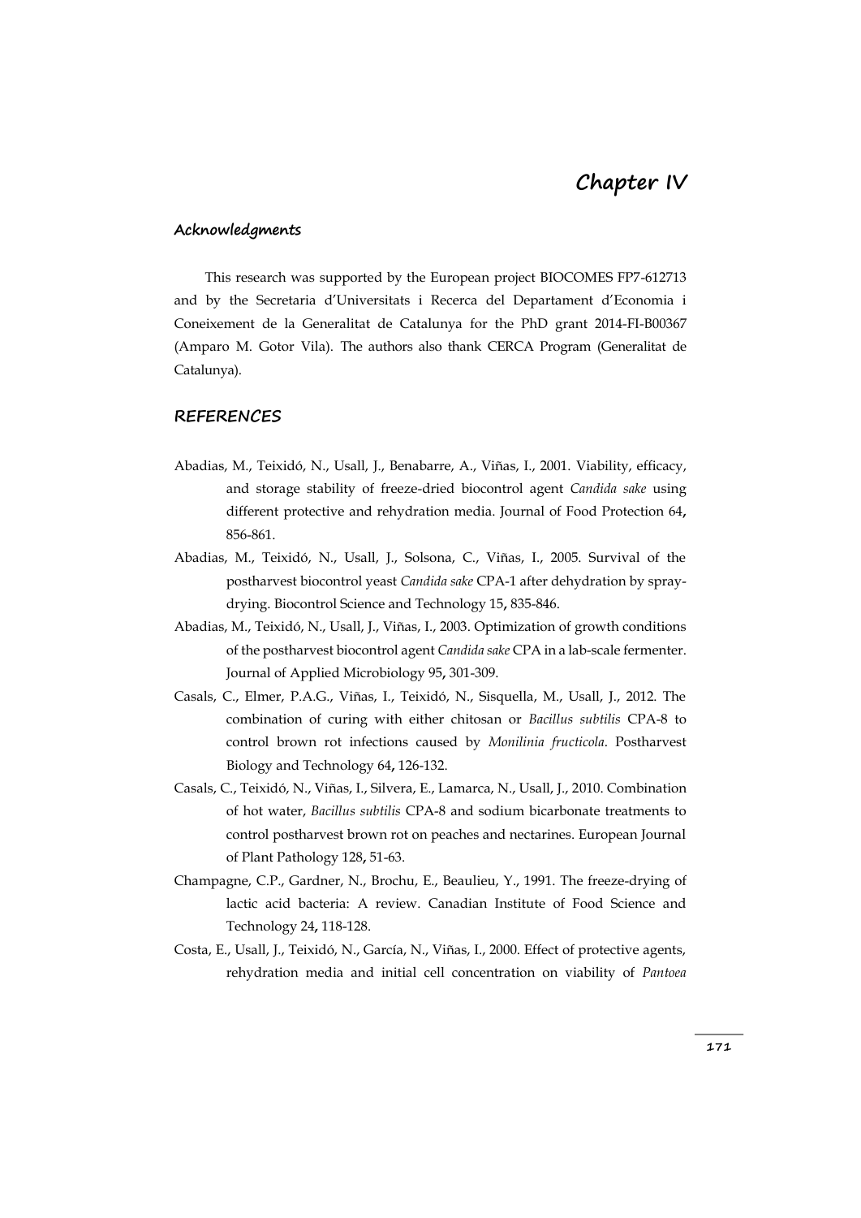# Chapter IV

## Acknowledgments

This research was supported by the European project BIOCOMES FP7-612713 and by the Secretaria d'Universitats i Recerca del Departament d'Economia i Coneixement de la Generalitat de Catalunya for the PhD grant 2014-FI-B00367 (Amparo M. Gotor Vila). The authors also thank CERCA Program (Generalitat de Catalunya).

## REFERENCES

Abadias, M., Teixidó, N., Usall, J., Benabarre, A., Viñas, I., 2001. Viability, efficacy, and storage stability of freeze-dried biocontrol agent *Candida sake* using different protective and rehydration media. Journal of Food Protection 64**,** 856-861.

Abadias, M., Teixidó, N., Usall, J., Solsona, C., Viñas, I., 2005. Survival of the postharvest biocontrol yeast *Candida sake* CPA-1 after dehydration by spray-drying. Biocontrol Science and Technology 15**,** 835-846.

Abadias, M., Teixidó, N., Usall, J., Viñas, I., 2003. Optimization of growth conditions of the postharvest biocontrol agent *Candida sake* CPA in a lab-scale fermenter. Journal of Applied Microbiology 95**,** 301-309.

Casals, C., Elmer, P.A.G., Viñas, I., Teixidó, N., Sisquella, M., Usall, J., 2012. The combination of curing with either chitosan or *Bacillus subtilis* CPA-8 to control brown rot infections caused by *Monilinia fructicola*. Postharvest Biology and Technology 64**,** 126-132.

Casals, C., Teixidó, N., Viñas, I., Silvera, E., Lamarca, N., Usall, J., 2010. Combination of hot water, *Bacillus subtilis* CPA-8 and sodium bicarbonate treatments to control postharvest brown rot on peaches and nectarines. European Journal of Plant Pathology 128**,** 51-63.

Champagne, C.P., Gardner, N., Brochu, E., Beaulieu, Y., 1991. The freeze-drying of lactic acid bacteria: A review. Canadian Institute of Food Science and Technology 24**,** 118-128.

Costa, E., Usall, J., Teixidó, N., García, N., Viñas, I., 2000. Effect of protective agents, rehydration media and initial cell concentration on viability of *Pantoea*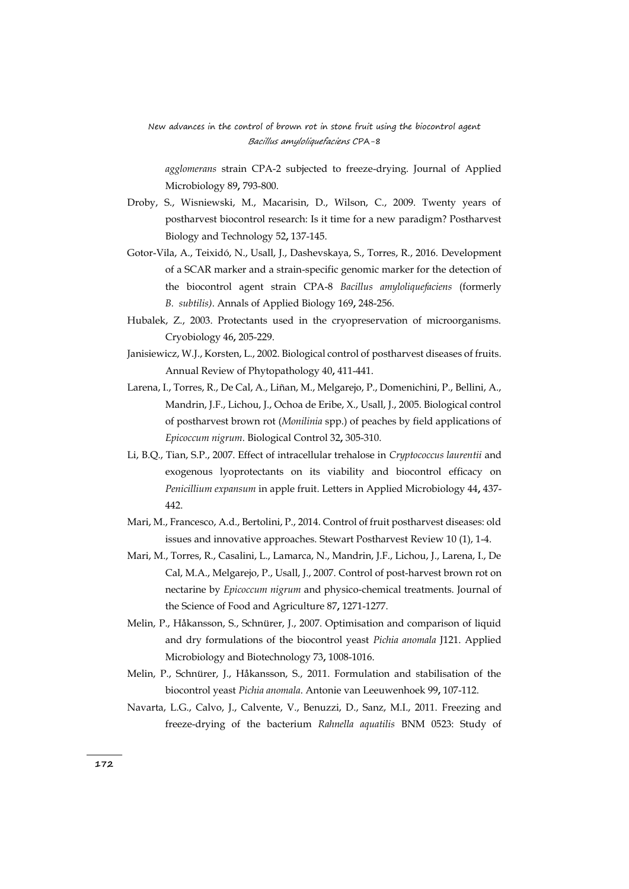*agglomerans* strain CPA-2 subjected to freeze-drying. Journal of Applied Microbiology 89**,** 793-800.

Droby, S., Wisniewski, M., Macarisin, D., Wilson, C., 2009. Twenty years of postharvest biocontrol research: Is it time for a new paradigm? Postharvest Biology and Technology 52**,** 137-145.

Gotor-Vila, A., Teixidó, N., Usall, J., Dashevskaya, S., Torres, R., 2016. Development of a SCAR marker and a strain-specific genomic marker for the detection of the biocontrol agent strain CPA-8 *Bacillus amyloliquefaciens* (formerly *B. subtilis)*. Annals of Applied Biology 169**,** 248-256.

Hubalek, Z., 2003. Protectants used in the cryopreservation of microorganisms. Cryobiology 46**,** 205-229.

Janisiewicz, W.J., Korsten, L., 2002. Biological control of postharvest diseases of fruits. Annual Review of Phytopathology 40**,** 411-441.

Larena, I., Torres, R., De Cal, A., Liñan, M., Melgarejo, P., Domenichini, P., Bellini, A., Mandrin, J.F., Lichou, J., Ochoa de Eribe, X., Usall, J., 2005. Biological control of postharvest brown rot (*Monilinia* spp.) of peaches by field applications of *Epicoccum nigrum*. Biological Control 32**,** 305-310.

Li, B.Q., Tian, S.P., 2007. Effect of intracellular trehalose in *Cryptococcus laurentii* and exogenous lyoprotectants on its viability and biocontrol efficacy on *Penicillium expansum* in apple fruit. Letters in Applied Microbiology 44**,** 437-442.

Mari, M., Francesco, A.d., Bertolini, P., 2014. Control of fruit postharvest diseases: old issues and innovative approaches. Stewart Postharvest Review 10 (1), 1-4.

Mari, M., Torres, R., Casalini, L., Lamarca, N., Mandrin, J.F., Lichou, J., Larena, I., De Cal, M.A., Melgarejo, P., Usall, J., 2007. Control of post-harvest brown rot on nectarine by *Epicoccum nigrum* and physico-chemical treatments. Journal of the Science of Food and Agriculture 87**,** 1271-1277.

Melin, P., Håkansson, S., Schnürer, J., 2007. Optimisation and comparison of liquid and dry formulations of the biocontrol yeast *Pichia anomala* J121. Applied Microbiology and Biotechnology 73**,** 1008-1016.

Melin, P., Schnürer, J., Håkansson, S., 2011. Formulation and stabilisation of the biocontrol yeast *Pichia anomala*. Antonie van Leeuwenhoek 99**,** 107-112.

Navarta, L.G., Calvo, J., Calvente, V., Benuzzi, D., Sanz, M.I., 2011. Freezing and freeze-drying of the bacterium *Rahnella aquatilis* BNM 0523: Study of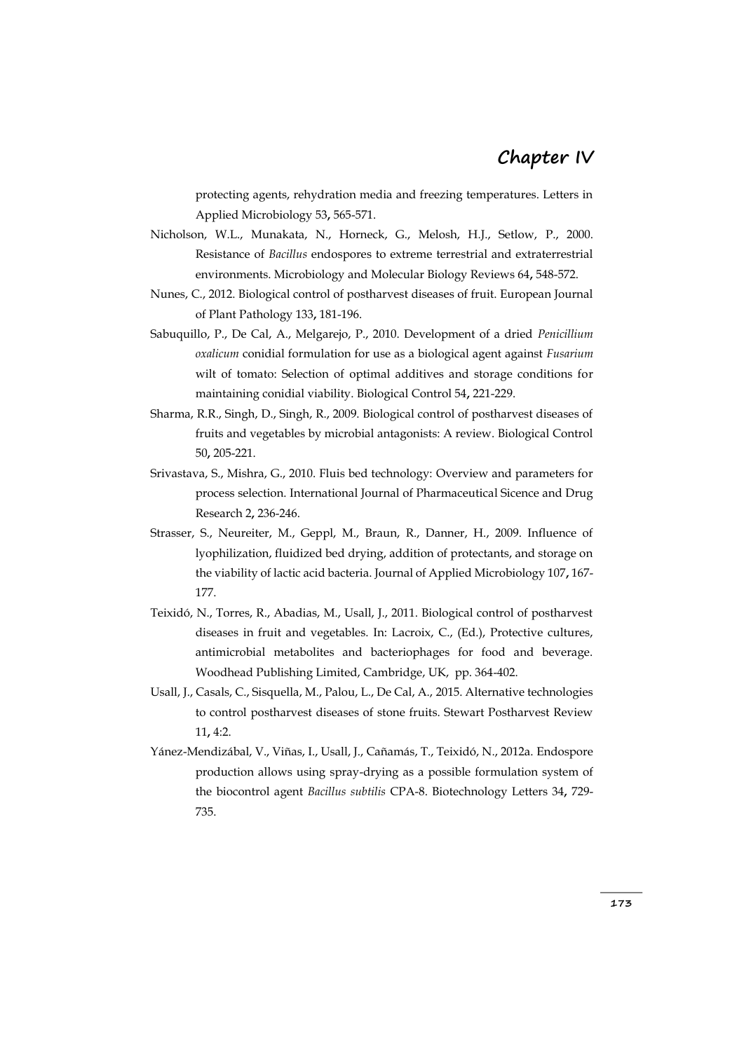protecting agents, rehydration media and freezing temperatures. Letters in Applied Microbiology 53, 565-571.

Nicholson, W.L., Munakata, N., Horneck, G., Melosh, H.J., Setlow, P., 2000. Resistance of *Bacillus* endospores to extreme terrestrial and extraterrestrial environments. Microbiology and Molecular Biology Reviews 64, 548-572.

Nunes, C., 2012. Biological control of postharvest diseases of fruit. European Journal of Plant Pathology 133, 181-196.

Sabuquillo, P., De Cal, A., Melgarejo, P., 2010. Development of a dried *Penicillium oxalicum* conidial formulation for use as a biological agent against *Fusarium* wilt of tomato: Selection of optimal additives and storage conditions for maintaining conidial viability. Biological Control 54, 221-229.

Sharma, R.R., Singh, D., Singh, R., 2009. Biological control of postharvest diseases of fruits and vegetables by microbial antagonists: A review. Biological Control 50, 205-221.

Srivastava, S., Mishra, G., 2010. Fluis bed technology: Overview and parameters for process selection. International Journal of Pharmaceutical Sicence and Drug Research 2, 236-246.

Strasser, S., Neureiter, M., Geppl, M., Braun, R., Danner, H., 2009. Influence of lyophilization, fluidized bed drying, addition of protectants, and storage on the viability of lactic acid bacteria. Journal of Applied Microbiology 107, 167-177.

Teixidó, N., Torres, R., Abadias, M., Usall, J., 2011. Biological control of postharvest diseases in fruit and vegetables. In: Lacroix, C., (Ed.), Protective cultures, antimicrobial metabolites and bacteriophages for food and beverage. Woodhead Publishing Limited, Cambridge, UK, pp. 364-402.

Usall, J., Casals, C., Sisquella, M., Palou, L., De Cal, A., 2015. Alternative technologies to control postharvest diseases of stone fruits. Stewart Postharvest Review 11, 4:2.

Yánez-Mendizábal, V., Viñas, I., Usall, J., Cañamás, T., Teixidó, N., 2012a. Endospore production allows using spray-drying as a possible formulation system of the biocontrol agent *Bacillus subtilis* CPA-8. Biotechnology Letters 34, 729-735.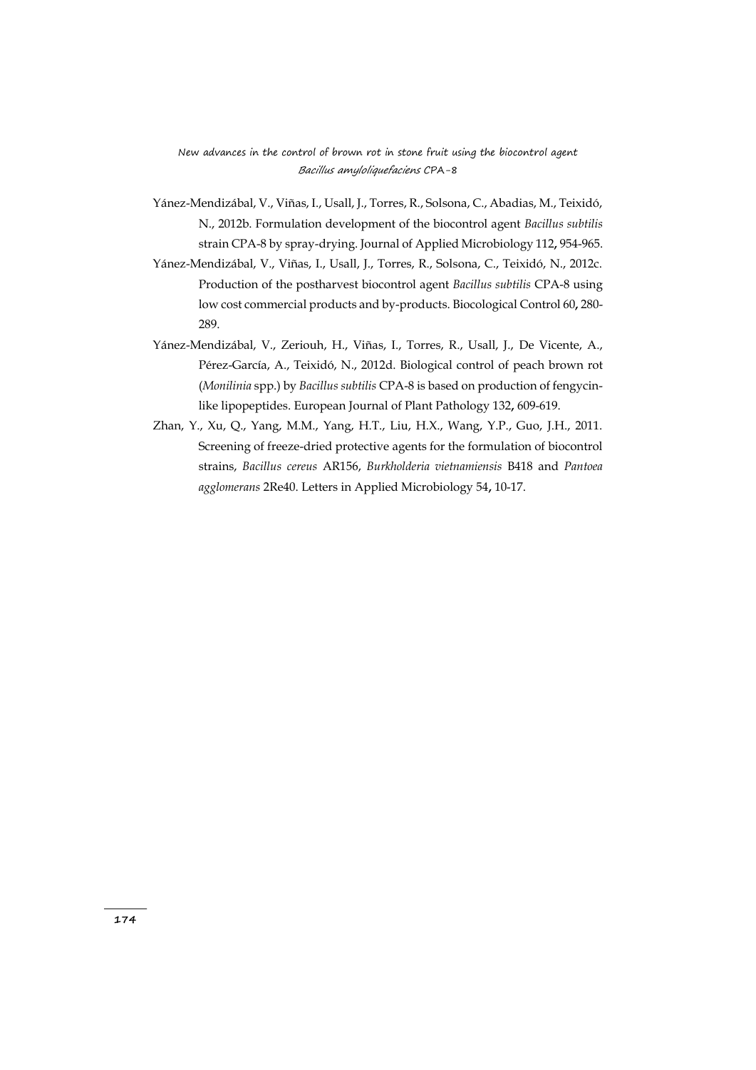Yánez-Mendizábal, V., Viñas, I., Usall, J., Torres, R., Solsona, C., Abadias, M., Teixidó, N., 2012b. Formulation development of the biocontrol agent *Bacillus subtilis* strain CPA-8 by spray-drying. Journal of Applied Microbiology 112**,** 954-965.

Yánez-Mendizábal, V., Viñas, I., Usall, J., Torres, R., Solsona, C., Teixidó, N., 2012c. Production of the postharvest biocontrol agent *Bacillus subtilis* CPA-8 using low cost commercial products and by-products. Biocological Control 60**,** 280-289.

Yánez-Mendizábal, V., Zeriouh, H., Viñas, I., Torres, R., Usall, J., De Vicente, A., Pérez-García, A., Teixidó, N., 2012d. Biological control of peach brown rot (*Monilinia* spp.) by *Bacillus subtilis* CPA-8 is based on production of fengycin-like lipopeptides. European Journal of Plant Pathology 132**,** 609-619.

Zhan, Y., Xu, Q., Yang, M.M., Yang, H.T., Liu, H.X., Wang, Y.P., Guo, J.H., 2011. Screening of freeze-dried protective agents for the formulation of biocontrol strains, *Bacillus cereus* AR156, *Burkholderia vietnamiensis* B418 and *Pantoea agglomerans* 2Re40. Letters in Applied Microbiology 54**,** 10-17.